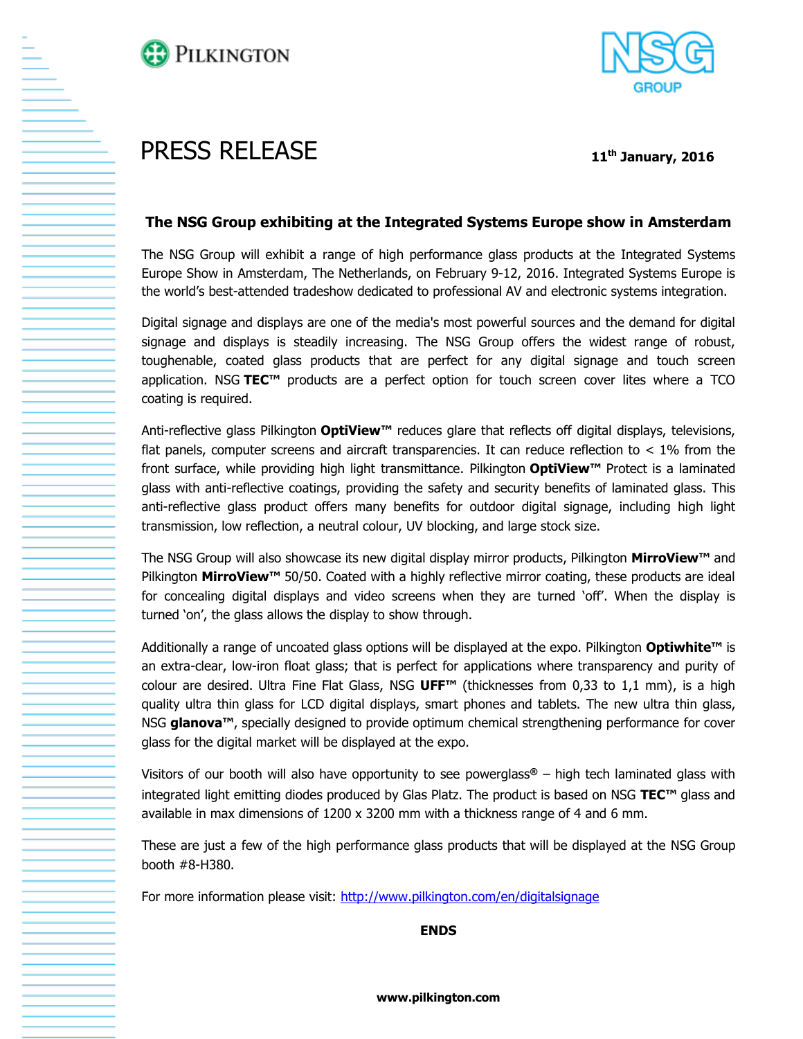PILKINGTON

NSG GROUP

# PRESS RELEASE

**11th January, 2016**

## The NSG Group exhibiting at the Integrated Systems Europe show in Amsterdam

The NSG Group will exhibit a range of high performance glass products at the Integrated Systems Europe Show in Amsterdam, The Netherlands, on February 9-12, 2016. Integrated Systems Europe is the world's best-attended tradeshow dedicated to professional AV and electronic systems integration.

Digital signage and displays are one of the media's most powerful sources and the demand for digital signage and displays is steadily increasing. The NSG Group offers the widest range of robust, toughenable, coated glass products that are perfect for any digital signage and touch screen application. NSG **TEC™** products are a perfect option for touch screen cover lites where a TCO coating is required.

Anti-reflective glass Pilkington **OptiView™** reduces glare that reflects off digital displays, televisions, flat panels, computer screens and aircraft transparencies. It can reduce reflection to < 1% from the front surface, while providing high light transmittance. Pilkington **OptiView™** Protect is a laminated glass with anti-reflective coatings, providing the safety and security benefits of laminated glass. This anti-reflective glass product offers many benefits for outdoor digital signage, including high light transmission, low reflection, a neutral colour, UV blocking, and large stock size.

The NSG Group will also showcase its new digital display mirror products, Pilkington **MirroView**™ and Pilkington **MirroView**™ 50/50. Coated with a highly reflective mirror coating, these products are ideal for concealing digital displays and video screens when they are turned 'off'. When the display is turned 'on', the glass allows the display to show through.

Additionally a range of uncoated glass options will be displayed at the expo. Pilkington **Optiwhite™** is an extra-clear, low-iron float glass; that is perfect for applications where transparency and purity of colour are desired. Ultra Fine Flat Glass, NSG **UFF™** (thicknesses from 0,33 to 1,1 mm), is a high quality ultra thin glass for LCD digital displays, smart phones and tablets. The new ultra thin glass, NSG **glanova™**, specially designed to provide optimum chemical strengthening performance for cover glass for the digital market will be displayed at the expo.

Visitors of our booth will also have opportunity to see powerglass® – high tech laminated glass with integrated light emitting diodes produced by Glas Platz. The product is based on NSG **TEC™** glass and available in max dimensions of 1200 x 3200 mm with a thickness range of 4 and 6 mm.

These are just a few of the high performance glass products that will be displayed at the NSG Group booth #8-H380.

For more information please visit: [http://www.pilkington.com/en/digitalsignage](http://www.pilkington.com/en/digitalsignage)

**ENDS**

**www.pilkington.com**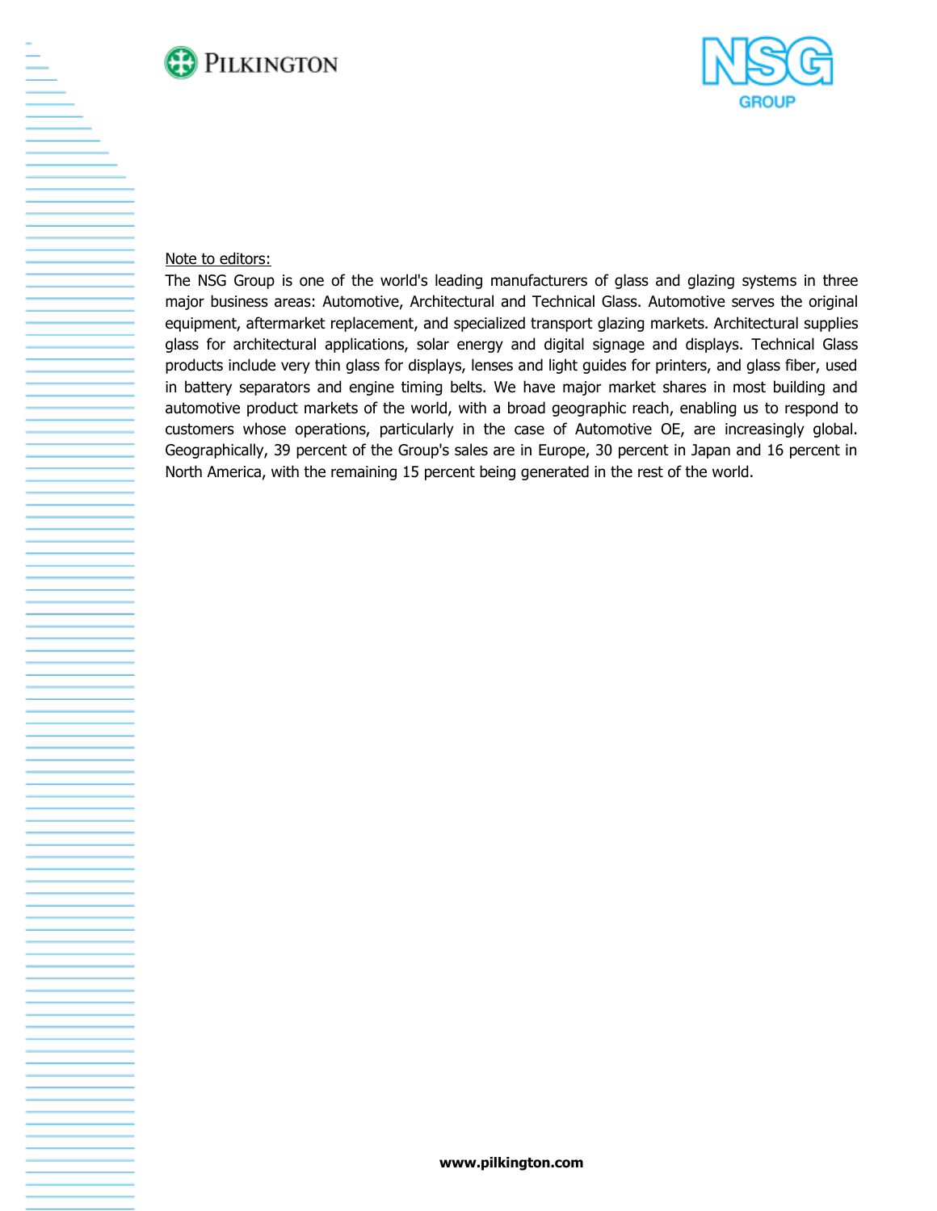Note to editors:

The NSG Group is one of the world's leading manufacturers of glass and glazing systems in three major business areas: Automotive, Architectural and Technical Glass. Automotive serves the original equipment, aftermarket replacement, and specialized transport glazing markets. Architectural supplies glass for architectural applications, solar energy and digital signage and displays. Technical Glass products include very thin glass for displays, lenses and light guides for printers, and glass fiber, used in battery separators and engine timing belts. We have major market shares in most building and automotive product markets of the world, with a broad geographic reach, enabling us to respond to customers whose operations, particularly in the case of Automotive OE, are increasingly global. Geographically, 39 percent of the Group's sales are in Europe, 30 percent in Japan and 16 percent in North America, with the remaining 15 percent being generated in the rest of the world.